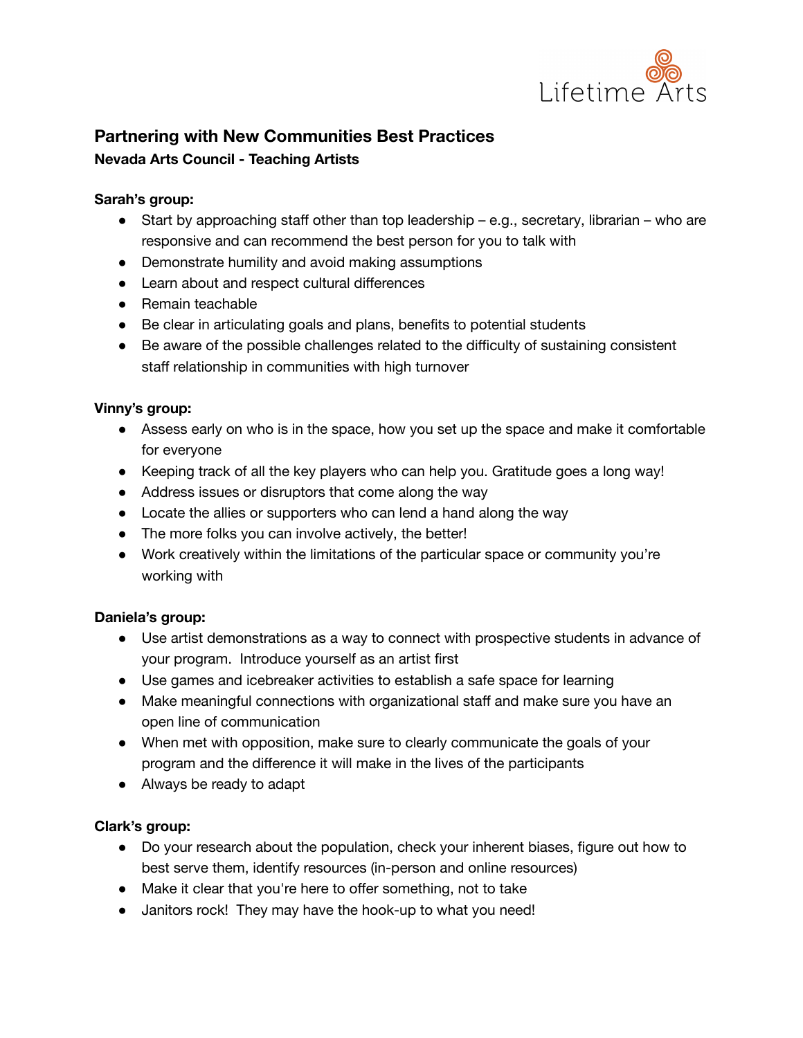Lifetime Arts

# Partnering with New Communities Best Practices

**Nevada Arts Council - Teaching Artists**

**Sarah's group:**

- Start by approaching staff other than top leadership – e.g., secretary, librarian – who are responsive and can recommend the best person for you to talk with
- Demonstrate humility and avoid making assumptions
- Learn about and respect cultural differences
- Remain teachable
- Be clear in articulating goals and plans, benefits to potential students
- Be aware of the possible challenges related to the difficulty of sustaining consistent staff relationship in communities with high turnover

**Vinny's group:**

- Assess early on who is in the space, how you set up the space and make it comfortable for everyone
- Keeping track of all the key players who can help you. Gratitude goes a long way!
- Address issues or disruptors that come along the way
- Locate the allies or supporters who can lend a hand along the way
- The more folks you can involve actively, the better!
- Work creatively within the limitations of the particular space or community you're working with

**Daniela's group:**

- Use artist demonstrations as a way to connect with prospective students in advance of your program. Introduce yourself as an artist first
- Use games and icebreaker activities to establish a safe space for learning
- Make meaningful connections with organizational staff and make sure you have an open line of communication
- When met with opposition, make sure to clearly communicate the goals of your program and the difference it will make in the lives of the participants
- Always be ready to adapt

**Clark's group:**

- Do your research about the population, check your inherent biases, figure out how to best serve them, identify resources (in-person and online resources)
- Make it clear that you're here to offer something, not to take
- Janitors rock! They may have the hook-up to what you need!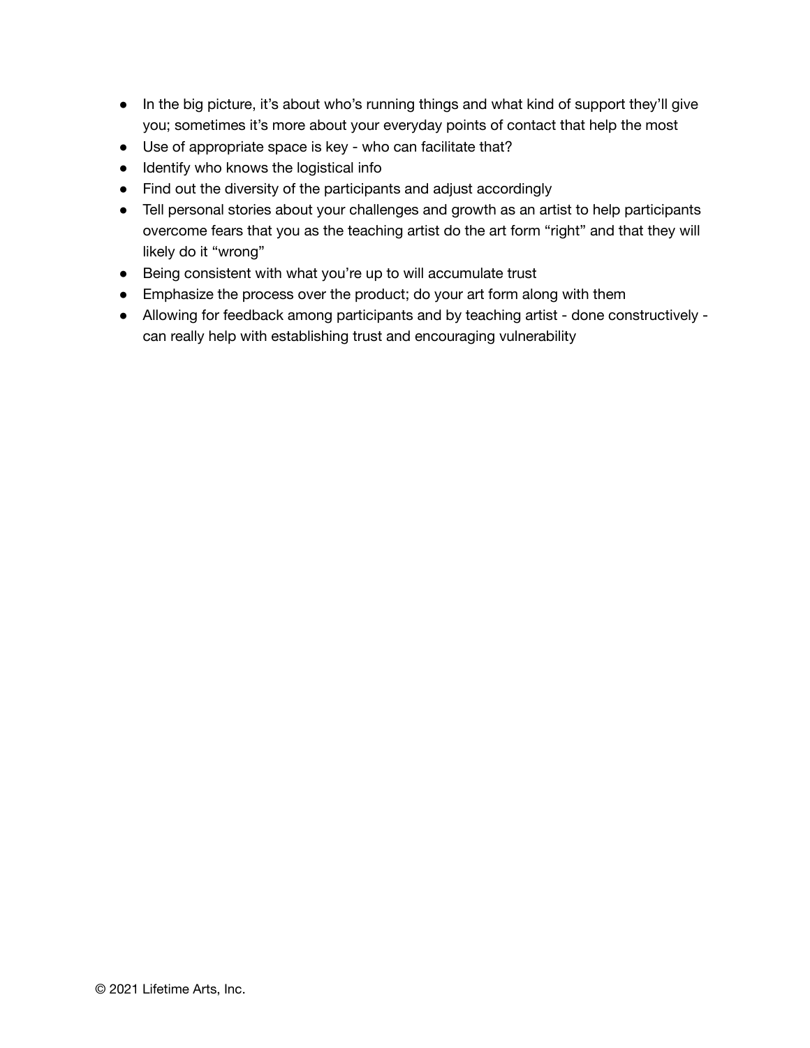- In the big picture, it's about who's running things and what kind of support they'll give you; sometimes it's more about your everyday points of contact that help the most
- Use of appropriate space is key - who can facilitate that?
- Identify who knows the logistical info
- Find out the diversity of the participants and adjust accordingly
- Tell personal stories about your challenges and growth as an artist to help participants overcome fears that you as the teaching artist do the art form "right" and that they will likely do it "wrong"
- Being consistent with what you're up to will accumulate trust
- Emphasize the process over the product; do your art form along with them
- Allowing for feedback among participants and by teaching artist - done constructively - can really help with establishing trust and encouraging vulnerability

© 2021 Lifetime Arts, Inc.